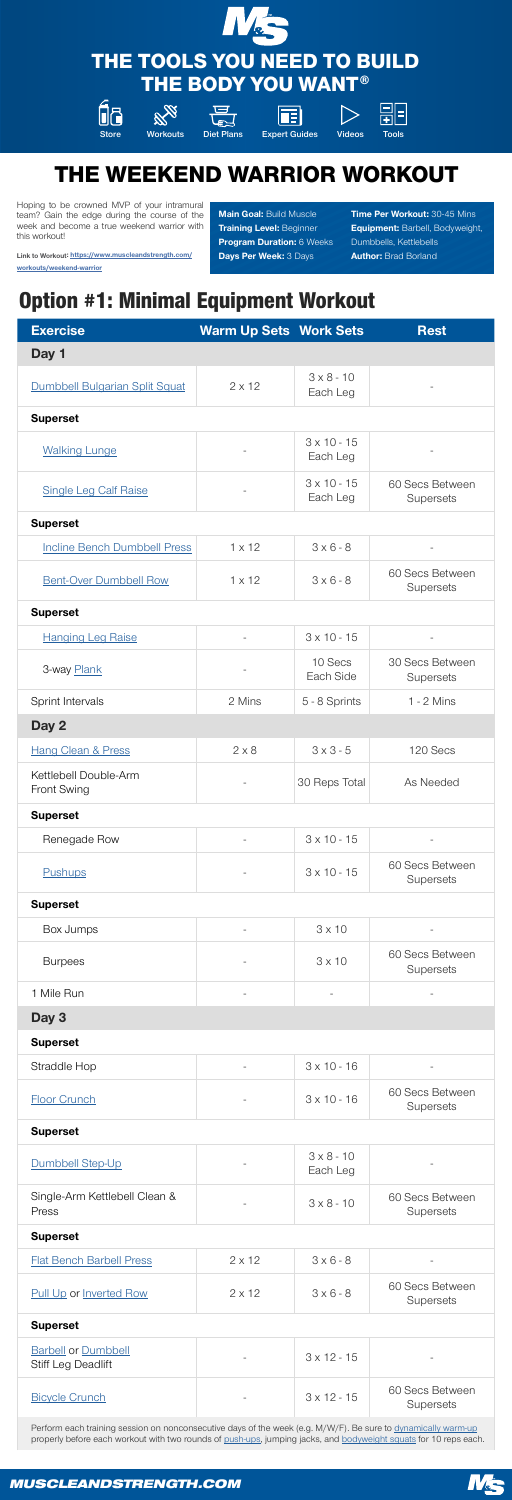# THE TOOLS YOU NEED TO BUILD THE BODY YOU WANT®

Store | Workouts | Diet Plans | Expert Guides | Videos | Tools

# THE WEEKEND WARRIOR WORKOUT

Hoping to be crowned MVP of your intramural team? Gain the edge during the course of the week and become a true weekend warrior with this workout!

Link to Workout: https://www.muscleandstrength.com/workouts/weekend-warrior

**Main Goal:** Build Muscle
**Training Level:** Beginner
**Program Duration:** 6 Weeks
**Days Per Week:** 3 Days

**Time Per Workout:** 30-45 Mins
**Equipment:** Barbell, Bodyweight, Dumbbells, Kettlebells
**Author:** Brad Borland

## Option #1: Minimal Equipment Workout

| Exercise | Warm Up Sets | Work Sets | Rest |
|---|---|---|---|
| **Day 1** | | | |
| Dumbbell Bulgarian Split Squat | 2 x 12 | 3 x 8 - 10 Each Leg | - |
| **Superset** | | | |
| Walking Lunge | - | 3 x 10 - 15 Each Leg | - |
| Single Leg Calf Raise | - | 3 x 10 - 15 Each Leg | 60 Secs Between Supersets |
| **Superset** | | | |
| Incline Bench Dumbbell Press | 1 x 12 | 3 x 6 - 8 | - |
| Bent-Over Dumbbell Row | 1 x 12 | 3 x 6 - 8 | 60 Secs Between Supersets |
| **Superset** | | | |
| Hanging Leg Raise | - | 3 x 10 - 15 | - |
| 3-way Plank | - | 10 Secs Each Side | 30 Secs Between Supersets |
| Sprint Intervals | 2 Mins | 5 - 8 Sprints | 1 - 2 Mins |
| **Day 2** | | | |
| Hang Clean & Press | 2 x 8 | 3 x 3 - 5 | 120 Secs |
| Kettlebell Double-Arm Front Swing | - | 30 Reps Total | As Needed |
| **Superset** | | | |
| Renegade Row | - | 3 x 10 - 15 | - |
| Pushups | - | 3 x 10 - 15 | 60 Secs Between Supersets |
| **Superset** | | | |
| Box Jumps | - | 3 x 10 | - |
| Burpees | - | 3 x 10 | 60 Secs Between Supersets |
| 1 Mile Run | - | - | - |
| **Day 3** | | | |
| **Superset** | | | |
| Straddle Hop | - | 3 x 10 - 16 | - |
| Floor Crunch | - | 3 x 10 - 16 | 60 Secs Between Supersets |
| **Superset** | | | |
| Dumbbell Step-Up | - | 3 x 8 - 10 Each Leg | - |
| Single-Arm Kettlebell Clean & Press | - | 3 x 8 - 10 | 60 Secs Between Supersets |
| **Superset** | | | |
| Flat Bench Barbell Press | 2 x 12 | 3 x 6 - 8 | - |
| Pull Up or Inverted Row | 2 x 12 | 3 x 6 - 8 | 60 Secs Between Supersets |
| **Superset** | | | |
| Barbell or Dumbbell Stiff Leg Deadlift | - | 3 x 12 - 15 | - |
| Bicycle Crunch | - | 3 x 12 - 15 | 60 Secs Between Supersets |

Perform each training session on nonconsecutive days of the week (e.g. M/W/F). Be sure to dynamically warm-up properly before each workout with two rounds of push-ups, jumping jacks, and bodyweight squats for 10 reps each.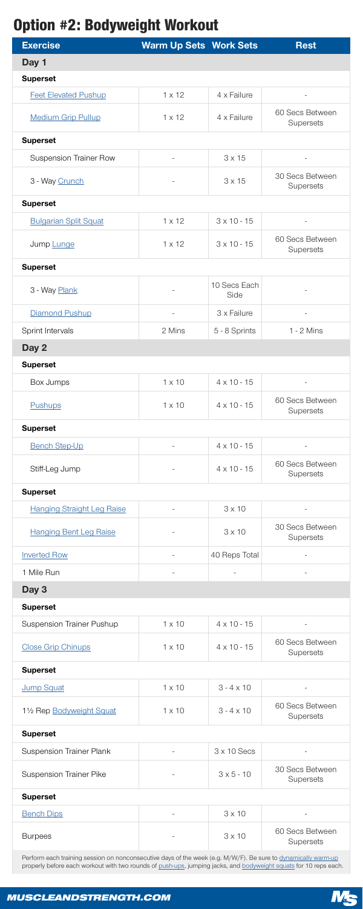# Option #2: Bodyweight Workout

| Exercise | Warm Up Sets | Work Sets | Rest |
| --- | --- | --- | --- |
| **Day 1** | | | |
| **Superset** | | | |
| Feet Elevated Pushup | 1 x 12 | 4 x Failure | - |
| Medium Grip Pullup | 1 x 12 | 4 x Failure | 60 Secs Between Supersets |
| **Superset** | | | |
| Suspension Trainer Row | - | 3 x 15 | - |
| 3 - Way Crunch | - | 3 x 15 | 30 Secs Between Supersets |
| **Superset** | | | |
| Bulgarian Split Squat | 1 x 12 | 3 x 10 - 15 | - |
| Jump Lunge | 1 x 12 | 3 x 10 - 15 | 60 Secs Between Supersets |
| **Superset** | | | |
| 3 - Way Plank | - | 10 Secs Each Side | - |
| Diamond Pushup | - | 3 x Failure | - |
| Sprint Intervals | 2 Mins | 5 - 8 Sprints | 1 - 2 Mins |
| **Day 2** | | | |
| **Superset** | | | |
| Box Jumps | 1 x 10 | 4 x 10 - 15 | - |
| Pushups | 1 x 10 | 4 x 10 - 15 | 60 Secs Between Supersets |
| **Superset** | | | |
| Bench Step-Up | - | 4 x 10 - 15 | - |
| Stiff-Leg Jump | - | 4 x 10 - 15 | 60 Secs Between Supersets |
| **Superset** | | | |
| Hanging Straight Leg Raise | - | 3 x 10 | - |
| Hanging Bent Leg Raise | - | 3 x 10 | 30 Secs Between Supersets |
| Inverted Row | - | 40 Reps Total | - |
| 1 Mile Run | - | - | - |
| **Day 3** | | | |
| **Superset** | | | |
| Suspension Trainer Pushup | 1 x 10 | 4 x 10 - 15 | - |
| Close Grip Chinups | 1 x 10 | 4 x 10 - 15 | 60 Secs Between Supersets |
| **Superset** | | | |
| Jump Squat | 1 x 10 | 3 - 4 x 10 | - |
| 1½ Rep Bodyweight Squat | 1 x 10 | 3 - 4 x 10 | 60 Secs Between Supersets |
| **Superset** | | | |
| Suspension Trainer Plank | - | 3 x 10 Secs | - |
| Suspension Trainer Pike | - | 3 x 5 - 10 | 30 Secs Between Supersets |
| **Superset** | | | |
| Bench Dips | - | 3 x 10 | - |
| Burpees | - | 3 x 10 | 60 Secs Between Supersets |

Perform each training session on nonconsecutive days of the week (e.g. M/W/F). Be sure to dynamically warm-up properly before each workout with two rounds of push-ups, jumping jacks, and bodyweight squats for 10 reps each.

*MUSCLEANDSTRENGTH.COM*